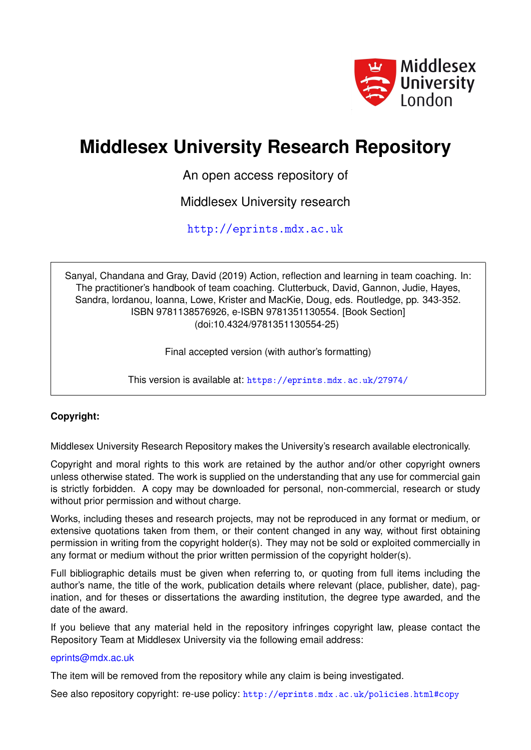Middlesex University London

# Middlesex University Research Repository

An open access repository of

Middlesex University research

http://eprints.mdx.ac.uk

Sanyal, Chandana and Gray, David (2019) Action, reflection and learning in team coaching. In: The practitioner's handbook of team coaching. Clutterbuck, David, Gannon, Judie, Hayes, Sandra, Iordanou, Ioanna, Lowe, Krister and MacKie, Doug, eds. Routledge, pp. 343-352. ISBN 9781138576926, e-ISBN 9781351130554. [Book Section] (doi:10.4324/9781351130554-25)

Final accepted version (with author's formatting)

This version is available at: https://eprints.mdx.ac.uk/27974/

**Copyright:**

Middlesex University Research Repository makes the University's research available electronically.

Copyright and moral rights to this work are retained by the author and/or other copyright owners unless otherwise stated. The work is supplied on the understanding that any use for commercial gain is strictly forbidden. A copy may be downloaded for personal, non-commercial, research or study without prior permission and without charge.

Works, including theses and research projects, may not be reproduced in any format or medium, or extensive quotations taken from them, or their content changed in any way, without first obtaining permission in writing from the copyright holder(s). They may not be sold or exploited commercially in any format or medium without the prior written permission of the copyright holder(s).

Full bibliographic details must be given when referring to, or quoting from full items including the author's name, the title of the work, publication details where relevant (place, publisher, date), pagination, and for theses or dissertations the awarding institution, the degree type awarded, and the date of the award.

If you believe that any material held in the repository infringes copyright law, please contact the Repository Team at Middlesex University via the following email address:

eprints@mdx.ac.uk

The item will be removed from the repository while any claim is being investigated.

See also repository copyright: re-use policy: http://eprints.mdx.ac.uk/policies.html#copy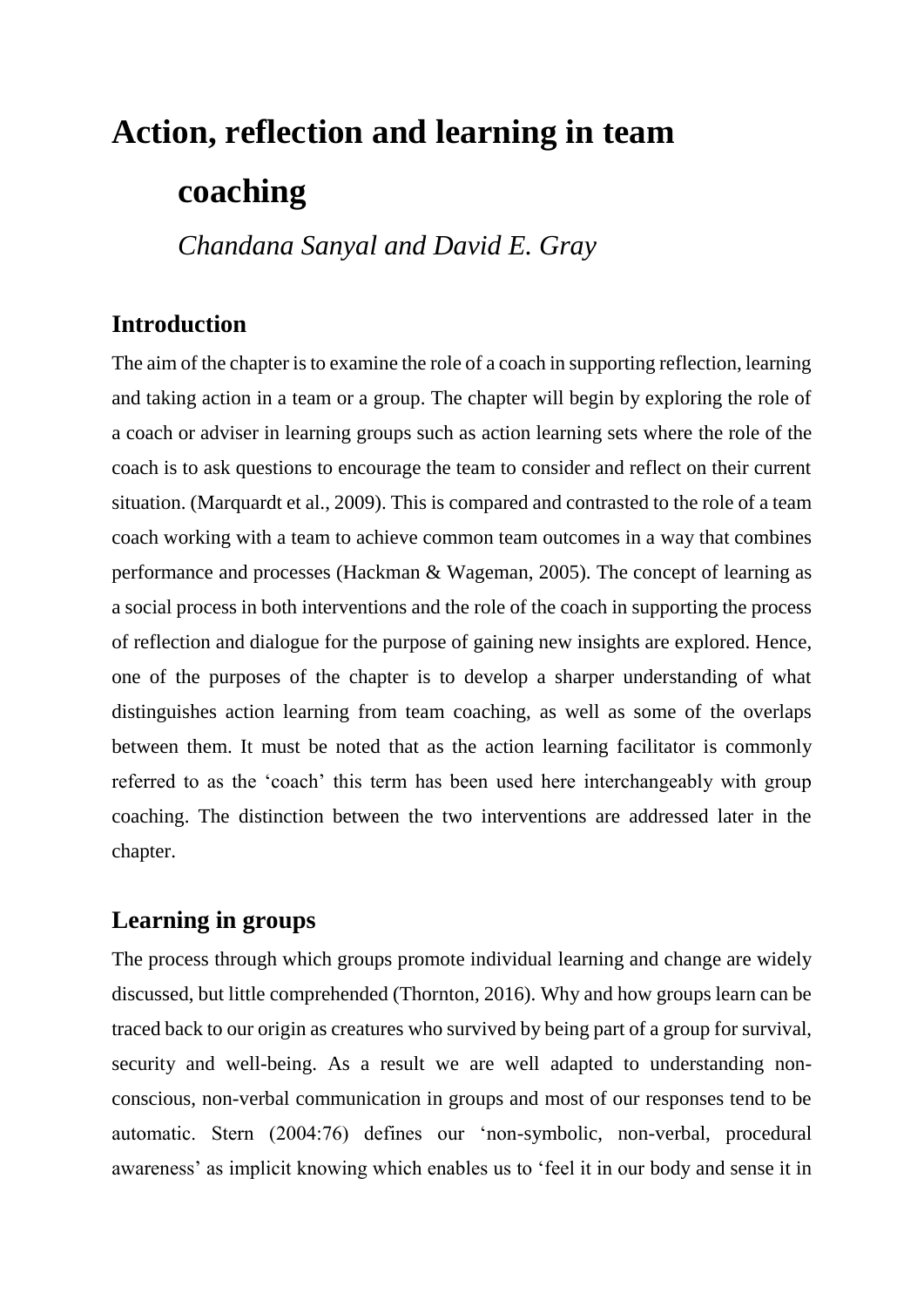# Action, reflection and learning in team coaching

*Chandana Sanyal and David E. Gray*

## Introduction

The aim of the chapter is to examine the role of a coach in supporting reflection, learning and taking action in a team or a group. The chapter will begin by exploring the role of a coach or adviser in learning groups such as action learning sets where the role of the coach is to ask questions to encourage the team to consider and reflect on their current situation. (Marquardt et al., 2009). This is compared and contrasted to the role of a team coach working with a team to achieve common team outcomes in a way that combines performance and processes (Hackman & Wageman, 2005). The concept of learning as a social process in both interventions and the role of the coach in supporting the process of reflection and dialogue for the purpose of gaining new insights are explored. Hence, one of the purposes of the chapter is to develop a sharper understanding of what distinguishes action learning from team coaching, as well as some of the overlaps between them. It must be noted that as the action learning facilitator is commonly referred to as the 'coach' this term has been used here interchangeably with group coaching. The distinction between the two interventions are addressed later in the chapter.

## Learning in groups

The process through which groups promote individual learning and change are widely discussed, but little comprehended (Thornton, 2016). Why and how groups learn can be traced back to our origin as creatures who survived by being part of a group for survival, security and well-being. As a result we are well adapted to understanding non-conscious, non-verbal communication in groups and most of our responses tend to be automatic. Stern (2004:76) defines our 'non-symbolic, non-verbal, procedural awareness' as implicit knowing which enables us to 'feel it in our body and sense it in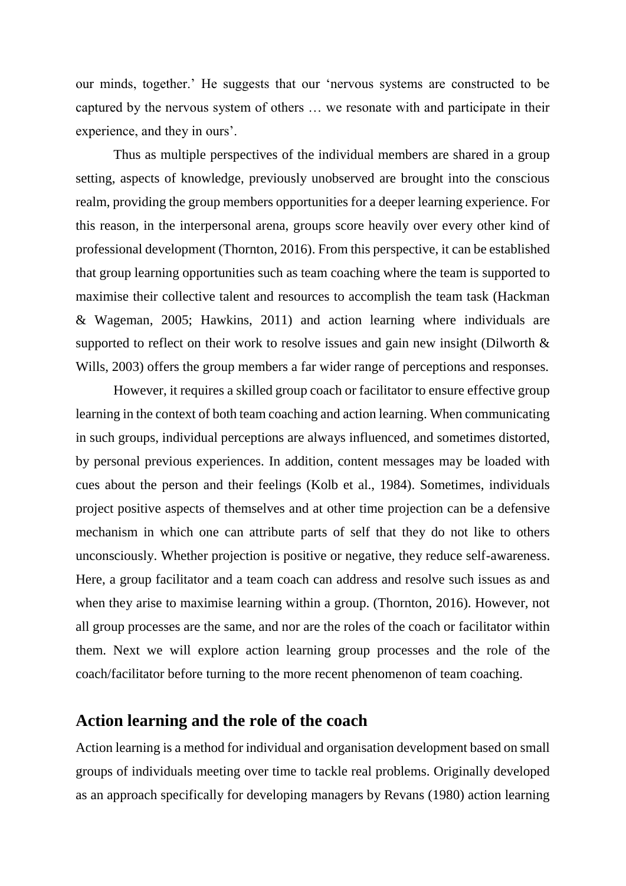our minds, together.' He suggests that our 'nervous systems are constructed to be captured by the nervous system of others … we resonate with and participate in their experience, and they in ours'.

Thus as multiple perspectives of the individual members are shared in a group setting, aspects of knowledge, previously unobserved are brought into the conscious realm, providing the group members opportunities for a deeper learning experience. For this reason, in the interpersonal arena, groups score heavily over every other kind of professional development (Thornton, 2016). From this perspective, it can be established that group learning opportunities such as team coaching where the team is supported to maximise their collective talent and resources to accomplish the team task (Hackman & Wageman, 2005; Hawkins, 2011) and action learning where individuals are supported to reflect on their work to resolve issues and gain new insight (Dilworth & Wills, 2003) offers the group members a far wider range of perceptions and responses.

However, it requires a skilled group coach or facilitator to ensure effective group learning in the context of both team coaching and action learning. When communicating in such groups, individual perceptions are always influenced, and sometimes distorted, by personal previous experiences. In addition, content messages may be loaded with cues about the person and their feelings (Kolb et al., 1984). Sometimes, individuals project positive aspects of themselves and at other time projection can be a defensive mechanism in which one can attribute parts of self that they do not like to others unconsciously. Whether projection is positive or negative, they reduce self-awareness. Here, a group facilitator and a team coach can address and resolve such issues as and when they arise to maximise learning within a group. (Thornton, 2016). However, not all group processes are the same, and nor are the roles of the coach or facilitator within them. Next we will explore action learning group processes and the role of the coach/facilitator before turning to the more recent phenomenon of team coaching.

## Action learning and the role of the coach

Action learning is a method for individual and organisation development based on small groups of individuals meeting over time to tackle real problems. Originally developed as an approach specifically for developing managers by Revans (1980) action learning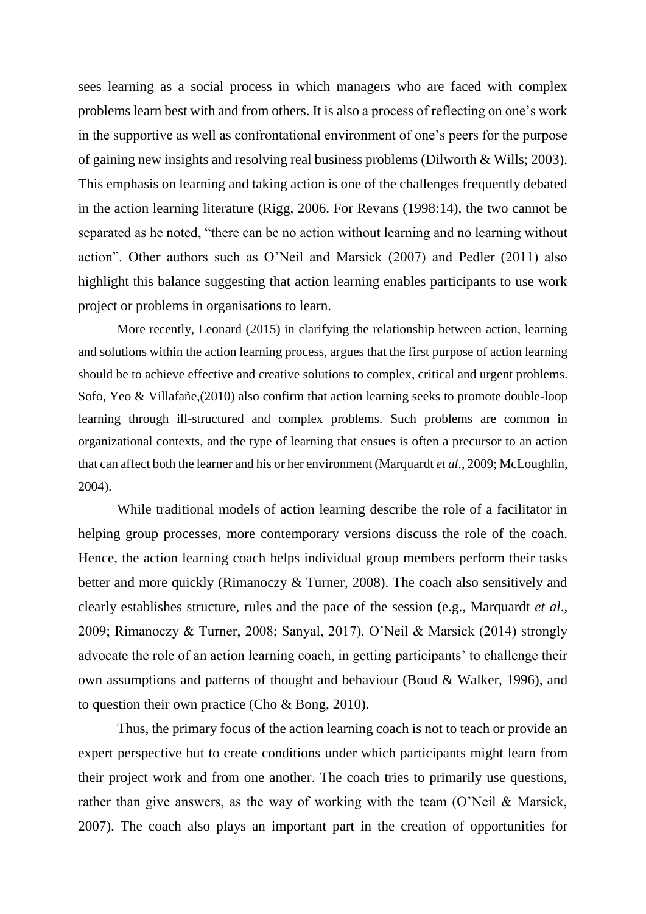sees learning as a social process in which managers who are faced with complex problems learn best with and from others. It is also a process of reflecting on one's work in the supportive as well as confrontational environment of one's peers for the purpose of gaining new insights and resolving real business problems (Dilworth & Wills; 2003). This emphasis on learning and taking action is one of the challenges frequently debated in the action learning literature (Rigg, 2006. For Revans (1998:14), the two cannot be separated as he noted, "there can be no action without learning and no learning without action". Other authors such as O'Neil and Marsick (2007) and Pedler (2011) also highlight this balance suggesting that action learning enables participants to use work project or problems in organisations to learn.

More recently, Leonard (2015) in clarifying the relationship between action, learning and solutions within the action learning process, argues that the first purpose of action learning should be to achieve effective and creative solutions to complex, critical and urgent problems. Sofo, Yeo & Villafañe,(2010) also confirm that action learning seeks to promote double-loop learning through ill-structured and complex problems. Such problems are common in organizational contexts, and the type of learning that ensues is often a precursor to an action that can affect both the learner and his or her environment (Marquardt *et al*., 2009; McLoughlin, 2004).

While traditional models of action learning describe the role of a facilitator in helping group processes, more contemporary versions discuss the role of the coach. Hence, the action learning coach helps individual group members perform their tasks better and more quickly (Rimanoczy & Turner, 2008). The coach also sensitively and clearly establishes structure, rules and the pace of the session (e.g., Marquardt *et al*., 2009; Rimanoczy & Turner, 2008; Sanyal, 2017). O'Neil & Marsick (2014) strongly advocate the role of an action learning coach, in getting participants' to challenge their own assumptions and patterns of thought and behaviour (Boud & Walker, 1996), and to question their own practice (Cho & Bong, 2010).

Thus, the primary focus of the action learning coach is not to teach or provide an expert perspective but to create conditions under which participants might learn from their project work and from one another. The coach tries to primarily use questions, rather than give answers, as the way of working with the team (O'Neil & Marsick, 2007). The coach also plays an important part in the creation of opportunities for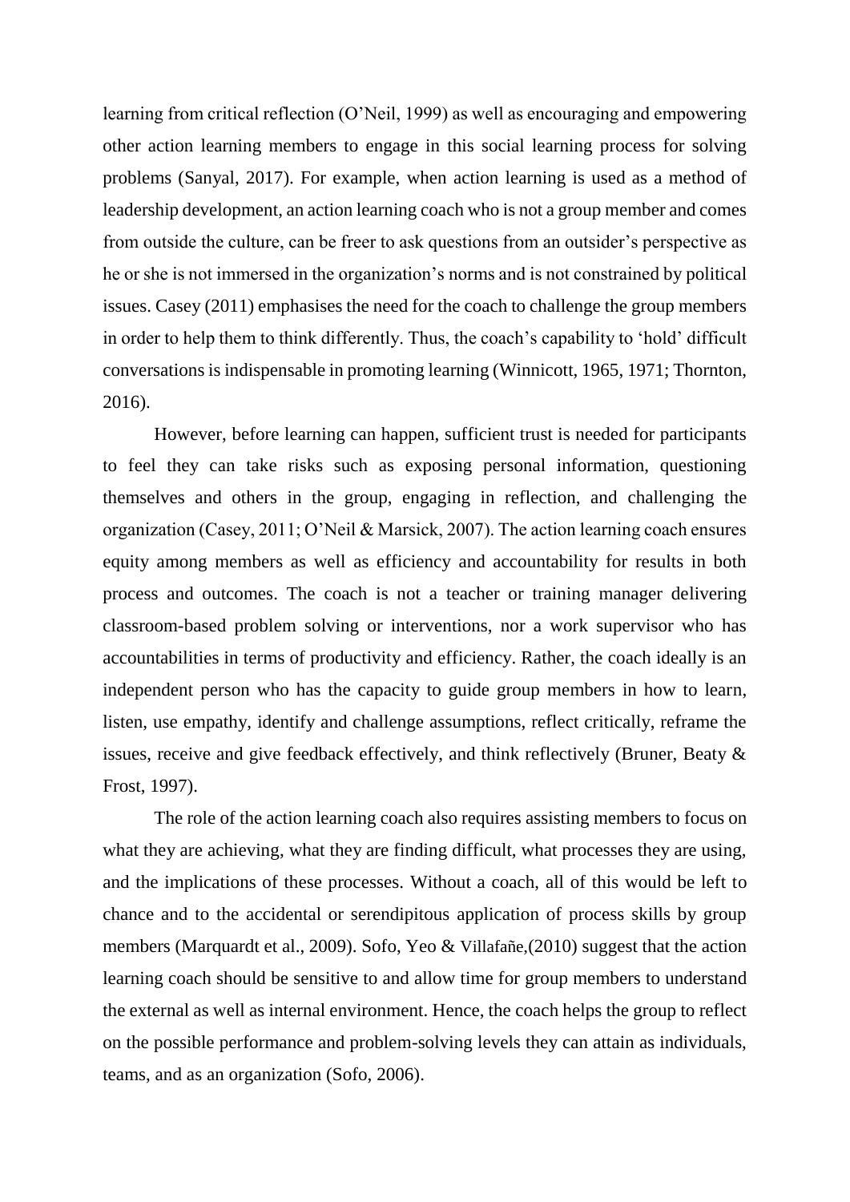learning from critical reflection (O'Neil, 1999) as well as encouraging and empowering other action learning members to engage in this social learning process for solving problems (Sanyal, 2017). For example, when action learning is used as a method of leadership development, an action learning coach who is not a group member and comes from outside the culture, can be freer to ask questions from an outsider's perspective as he or she is not immersed in the organization's norms and is not constrained by political issues. Casey (2011) emphasises the need for the coach to challenge the group members in order to help them to think differently. Thus, the coach's capability to 'hold' difficult conversations is indispensable in promoting learning (Winnicott, 1965, 1971; Thornton, 2016).

However, before learning can happen, sufficient trust is needed for participants to feel they can take risks such as exposing personal information, questioning themselves and others in the group, engaging in reflection, and challenging the organization (Casey, 2011; O'Neil & Marsick, 2007). The action learning coach ensures equity among members as well as efficiency and accountability for results in both process and outcomes. The coach is not a teacher or training manager delivering classroom-based problem solving or interventions, nor a work supervisor who has accountabilities in terms of productivity and efficiency. Rather, the coach ideally is an independent person who has the capacity to guide group members in how to learn, listen, use empathy, identify and challenge assumptions, reflect critically, reframe the issues, receive and give feedback effectively, and think reflectively (Bruner, Beaty & Frost, 1997).

The role of the action learning coach also requires assisting members to focus on what they are achieving, what they are finding difficult, what processes they are using, and the implications of these processes. Without a coach, all of this would be left to chance and to the accidental or serendipitous application of process skills by group members (Marquardt et al., 2009). Sofo, Yeo & Villafañe,(2010) suggest that the action learning coach should be sensitive to and allow time for group members to understand the external as well as internal environment. Hence, the coach helps the group to reflect on the possible performance and problem-solving levels they can attain as individuals, teams, and as an organization (Sofo, 2006).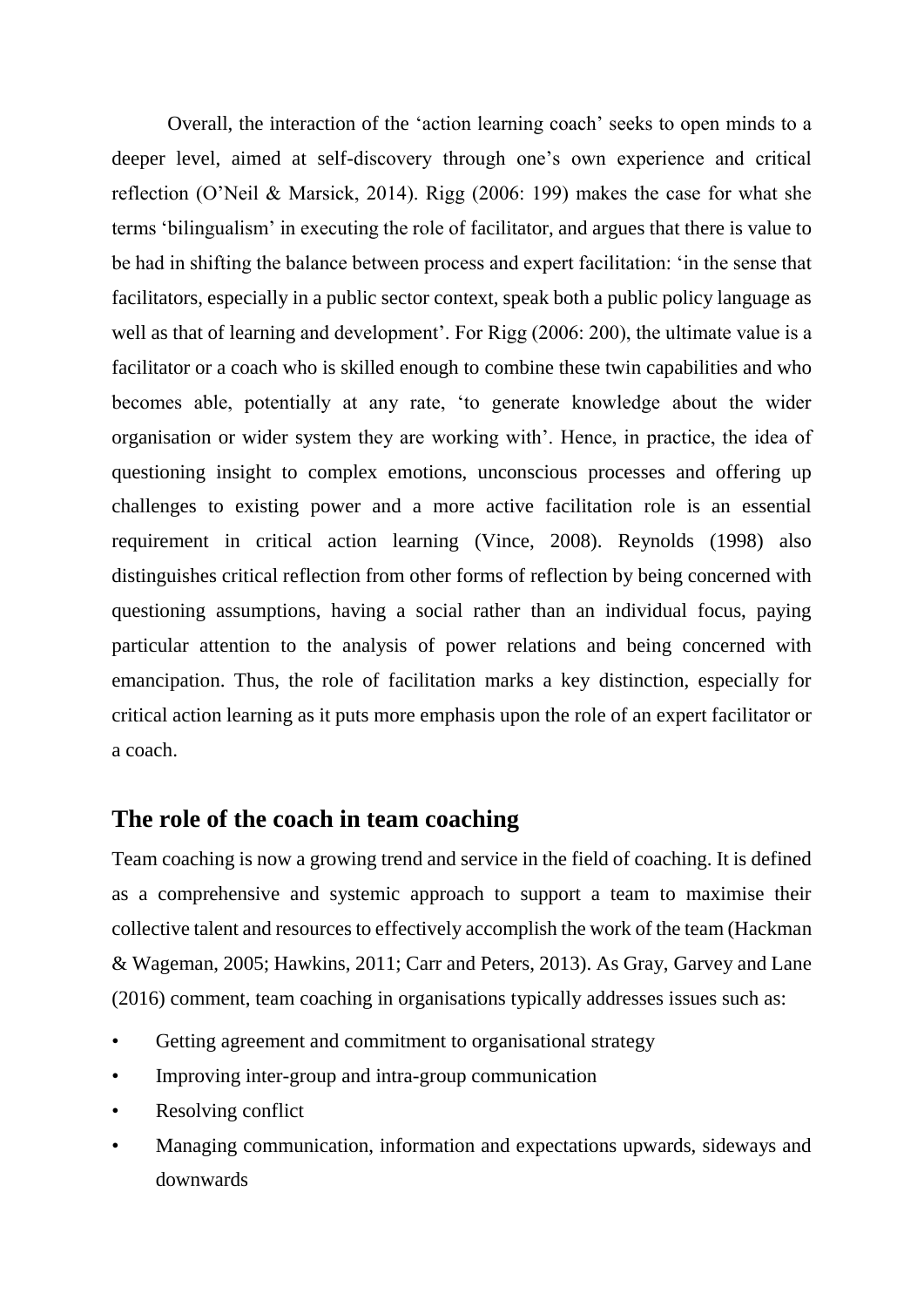Overall, the interaction of the 'action learning coach' seeks to open minds to a deeper level, aimed at self-discovery through one's own experience and critical reflection (O'Neil & Marsick, 2014). Rigg (2006: 199) makes the case for what she terms 'bilingualism' in executing the role of facilitator, and argues that there is value to be had in shifting the balance between process and expert facilitation: 'in the sense that facilitators, especially in a public sector context, speak both a public policy language as well as that of learning and development'. For Rigg (2006: 200), the ultimate value is a facilitator or a coach who is skilled enough to combine these twin capabilities and who becomes able, potentially at any rate, 'to generate knowledge about the wider organisation or wider system they are working with'. Hence, in practice, the idea of questioning insight to complex emotions, unconscious processes and offering up challenges to existing power and a more active facilitation role is an essential requirement in critical action learning (Vince, 2008). Reynolds (1998) also distinguishes critical reflection from other forms of reflection by being concerned with questioning assumptions, having a social rather than an individual focus, paying particular attention to the analysis of power relations and being concerned with emancipation. Thus, the role of facilitation marks a key distinction, especially for critical action learning as it puts more emphasis upon the role of an expert facilitator or a coach.

## The role of the coach in team coaching

Team coaching is now a growing trend and service in the field of coaching. It is defined as a comprehensive and systemic approach to support a team to maximise their collective talent and resources to effectively accomplish the work of the team (Hackman & Wageman, 2005; Hawkins, 2011; Carr and Peters, 2013). As Gray, Garvey and Lane (2016) comment, team coaching in organisations typically addresses issues such as:

- Getting agreement and commitment to organisational strategy
- Improving inter-group and intra-group communication
- Resolving conflict
- Managing communication, information and expectations upwards, sideways and downwards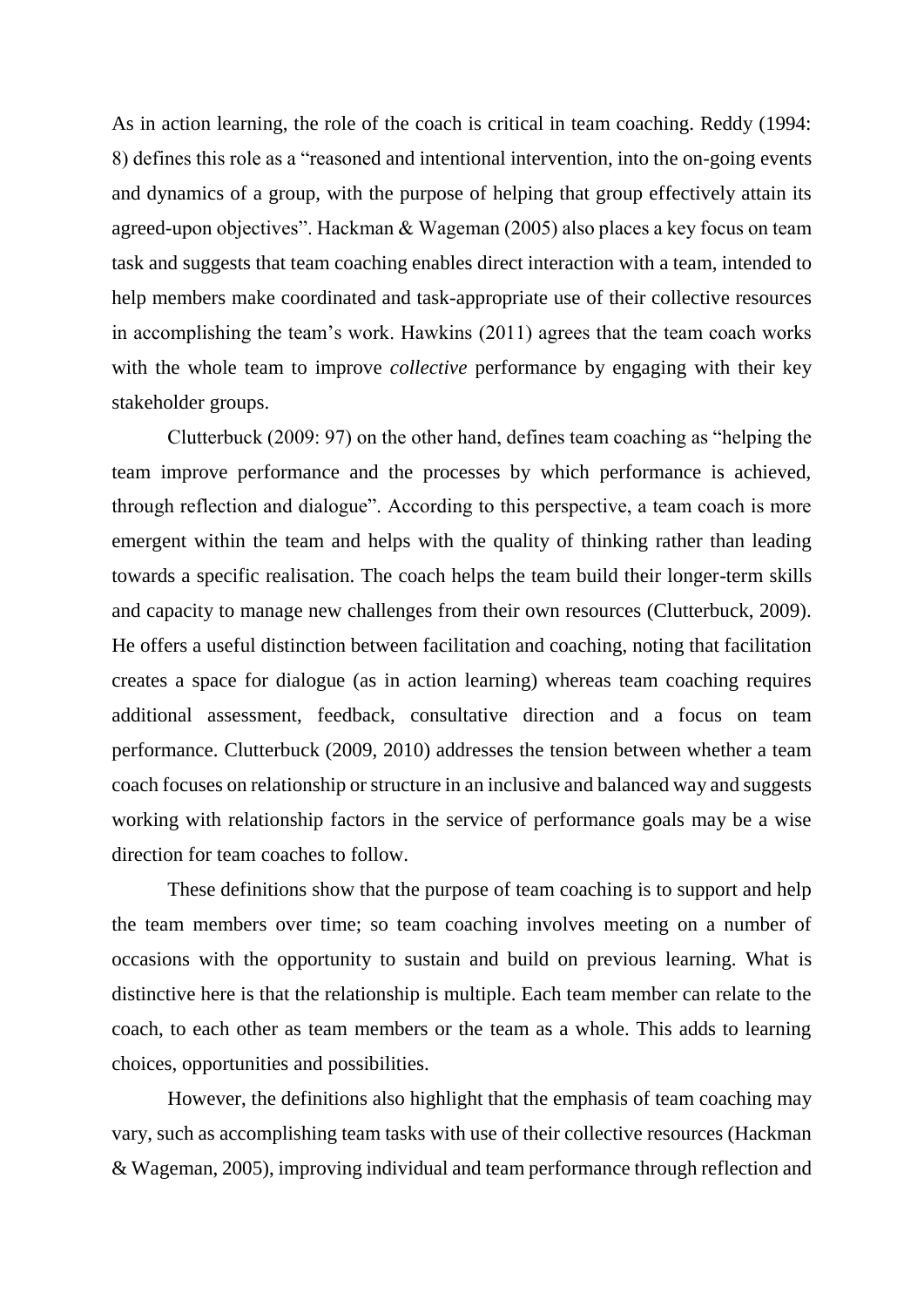As in action learning, the role of the coach is critical in team coaching. Reddy (1994: 8) defines this role as a "reasoned and intentional intervention, into the on-going events and dynamics of a group, with the purpose of helping that group effectively attain its agreed-upon objectives". Hackman & Wageman (2005) also places a key focus on team task and suggests that team coaching enables direct interaction with a team, intended to help members make coordinated and task-appropriate use of their collective resources in accomplishing the team's work. Hawkins (2011) agrees that the team coach works with the whole team to improve *collective* performance by engaging with their key stakeholder groups.

Clutterbuck (2009: 97) on the other hand, defines team coaching as "helping the team improve performance and the processes by which performance is achieved, through reflection and dialogue". According to this perspective, a team coach is more emergent within the team and helps with the quality of thinking rather than leading towards a specific realisation. The coach helps the team build their longer-term skills and capacity to manage new challenges from their own resources (Clutterbuck, 2009). He offers a useful distinction between facilitation and coaching, noting that facilitation creates a space for dialogue (as in action learning) whereas team coaching requires additional assessment, feedback, consultative direction and a focus on team performance. Clutterbuck (2009, 2010) addresses the tension between whether a team coach focuses on relationship or structure in an inclusive and balanced way and suggests working with relationship factors in the service of performance goals may be a wise direction for team coaches to follow.

These definitions show that the purpose of team coaching is to support and help the team members over time; so team coaching involves meeting on a number of occasions with the opportunity to sustain and build on previous learning. What is distinctive here is that the relationship is multiple. Each team member can relate to the coach, to each other as team members or the team as a whole. This adds to learning choices, opportunities and possibilities.

However, the definitions also highlight that the emphasis of team coaching may vary, such as accomplishing team tasks with use of their collective resources (Hackman & Wageman, 2005), improving individual and team performance through reflection and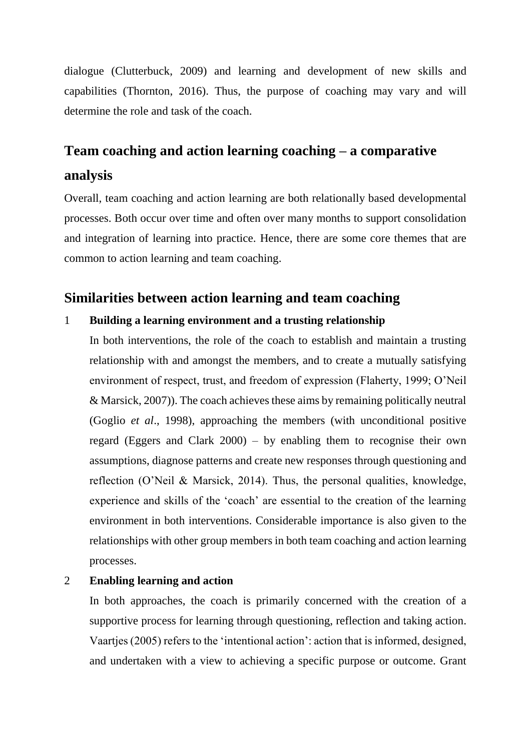dialogue (Clutterbuck, 2009) and learning and development of new skills and capabilities (Thornton, 2016). Thus, the purpose of coaching may vary and will determine the role and task of the coach.

## Team coaching and action learning coaching – a comparative analysis

Overall, team coaching and action learning are both relationally based developmental processes. Both occur over time and often over many months to support consolidation and integration of learning into practice. Hence, there are some core themes that are common to action learning and team coaching.

## Similarities between action learning and team coaching

1 **Building a learning environment and a trusting relationship**

In both interventions, the role of the coach to establish and maintain a trusting relationship with and amongst the members, and to create a mutually satisfying environment of respect, trust, and freedom of expression (Flaherty, 1999; O'Neil & Marsick, 2007)). The coach achieves these aims by remaining politically neutral (Goglio *et al*., 1998), approaching the members (with unconditional positive regard (Eggers and Clark 2000) – by enabling them to recognise their own assumptions, diagnose patterns and create new responses through questioning and reflection (O'Neil & Marsick, 2014). Thus, the personal qualities, knowledge, experience and skills of the 'coach' are essential to the creation of the learning environment in both interventions. Considerable importance is also given to the relationships with other group members in both team coaching and action learning processes.

2 **Enabling learning and action**

In both approaches, the coach is primarily concerned with the creation of a supportive process for learning through questioning, reflection and taking action. Vaartjes (2005) refers to the 'intentional action': action that is informed, designed, and undertaken with a view to achieving a specific purpose or outcome. Grant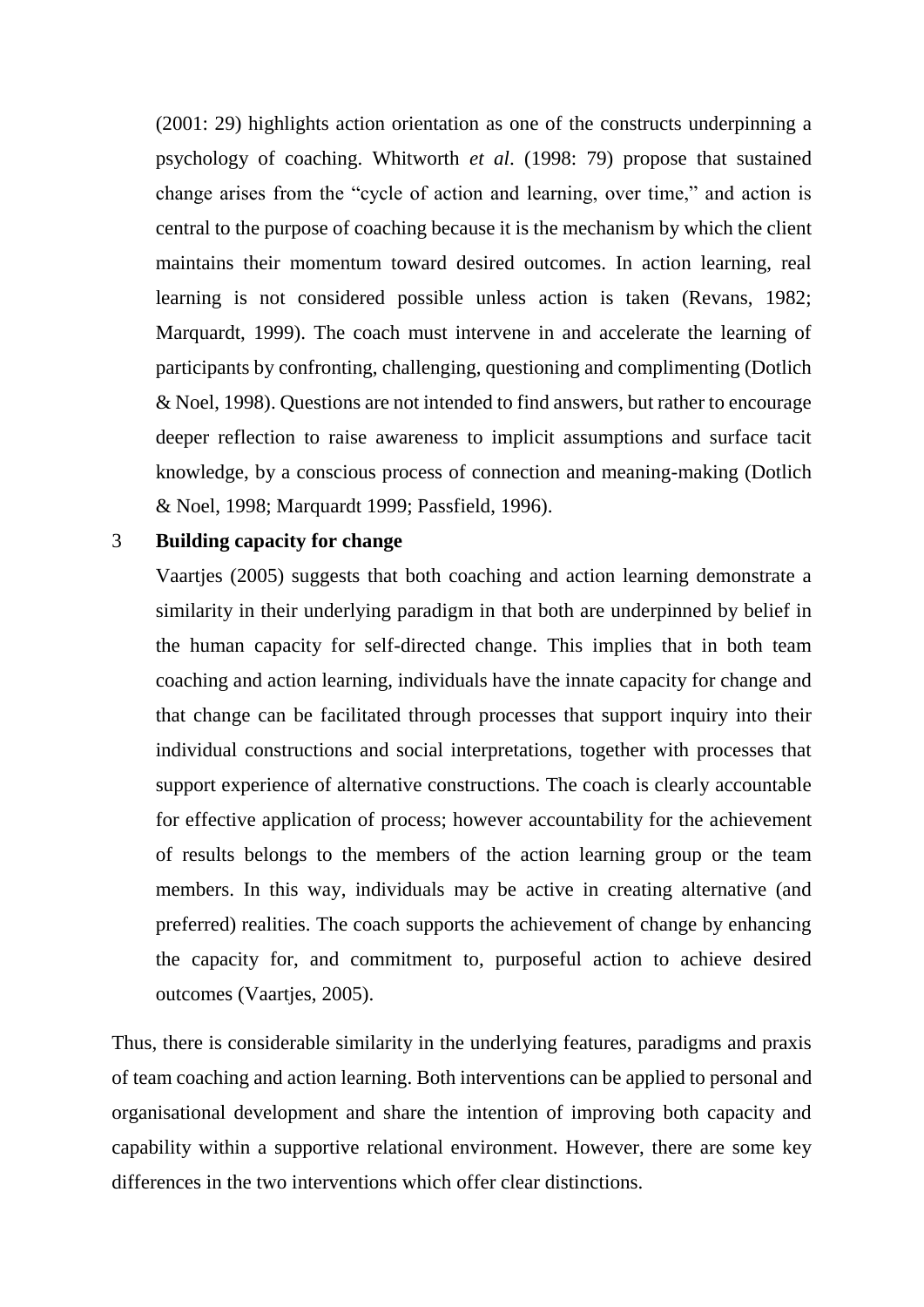(2001: 29) highlights action orientation as one of the constructs underpinning a psychology of coaching. Whitworth *et al*. (1998: 79) propose that sustained change arises from the "cycle of action and learning, over time," and action is central to the purpose of coaching because it is the mechanism by which the client maintains their momentum toward desired outcomes. In action learning, real learning is not considered possible unless action is taken (Revans, 1982; Marquardt, 1999). The coach must intervene in and accelerate the learning of participants by confronting, challenging, questioning and complimenting (Dotlich & Noel, 1998). Questions are not intended to find answers, but rather to encourage deeper reflection to raise awareness to implicit assumptions and surface tacit knowledge, by a conscious process of connection and meaning-making (Dotlich & Noel, 1998; Marquardt 1999; Passfield, 1996).

3 **Building capacity for change**

Vaartjes (2005) suggests that both coaching and action learning demonstrate a similarity in their underlying paradigm in that both are underpinned by belief in the human capacity for self-directed change. This implies that in both team coaching and action learning, individuals have the innate capacity for change and that change can be facilitated through processes that support inquiry into their individual constructions and social interpretations, together with processes that support experience of alternative constructions. The coach is clearly accountable for effective application of process; however accountability for the achievement of results belongs to the members of the action learning group or the team members. In this way, individuals may be active in creating alternative (and preferred) realities. The coach supports the achievement of change by enhancing the capacity for, and commitment to, purposeful action to achieve desired outcomes (Vaartjes, 2005).

Thus, there is considerable similarity in the underlying features, paradigms and praxis of team coaching and action learning. Both interventions can be applied to personal and organisational development and share the intention of improving both capacity and capability within a supportive relational environment. However, there are some key differences in the two interventions which offer clear distinctions.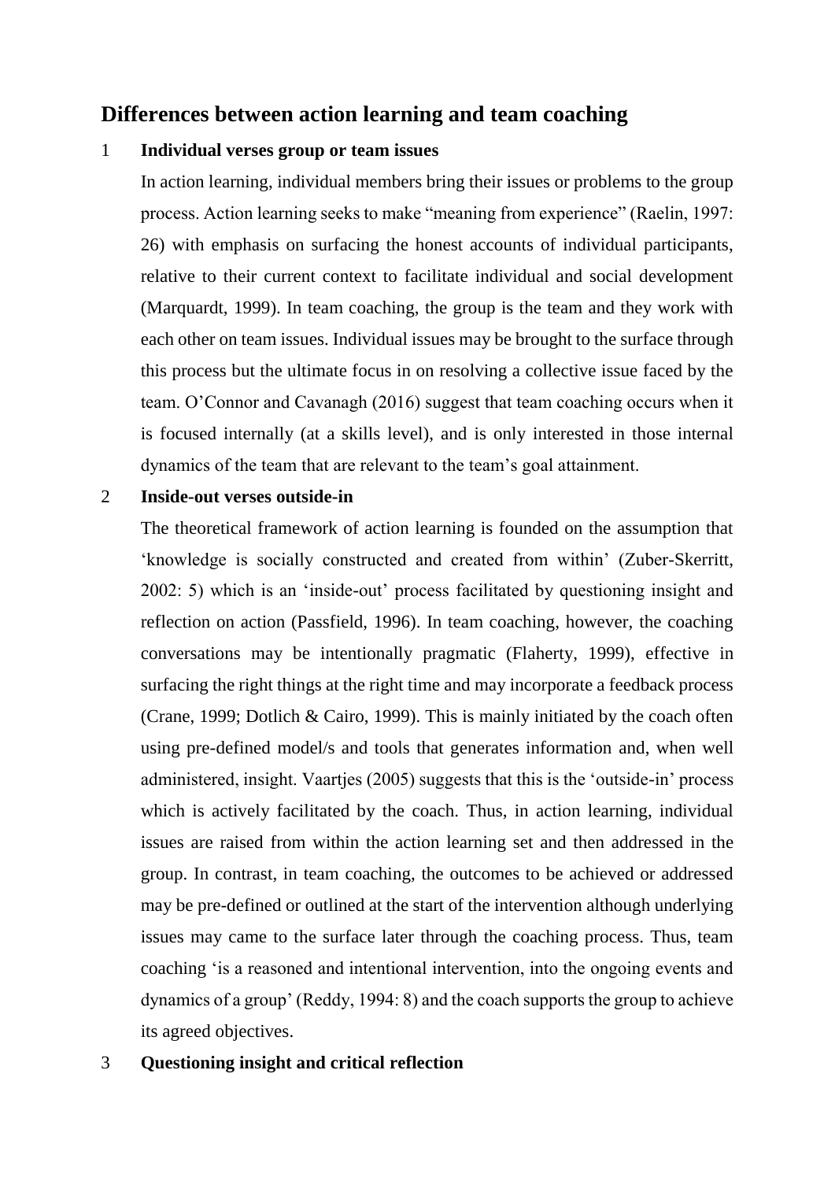## Differences between action learning and team coaching

1 **Individual verses group or team issues**

In action learning, individual members bring their issues or problems to the group process. Action learning seeks to make "meaning from experience" (Raelin, 1997: 26) with emphasis on surfacing the honest accounts of individual participants, relative to their current context to facilitate individual and social development (Marquardt, 1999). In team coaching, the group is the team and they work with each other on team issues. Individual issues may be brought to the surface through this process but the ultimate focus in on resolving a collective issue faced by the team. O'Connor and Cavanagh (2016) suggest that team coaching occurs when it is focused internally (at a skills level), and is only interested in those internal dynamics of the team that are relevant to the team's goal attainment.

2 **Inside-out verses outside-in**

The theoretical framework of action learning is founded on the assumption that 'knowledge is socially constructed and created from within' (Zuber-Skerritt, 2002: 5) which is an 'inside-out' process facilitated by questioning insight and reflection on action (Passfield, 1996). In team coaching, however, the coaching conversations may be intentionally pragmatic (Flaherty, 1999), effective in surfacing the right things at the right time and may incorporate a feedback process (Crane, 1999; Dotlich & Cairo, 1999). This is mainly initiated by the coach often using pre-defined model/s and tools that generates information and, when well administered, insight. Vaartjes (2005) suggests that this is the 'outside-in' process which is actively facilitated by the coach. Thus, in action learning, individual issues are raised from within the action learning set and then addressed in the group. In contrast, in team coaching, the outcomes to be achieved or addressed may be pre-defined or outlined at the start of the intervention although underlying issues may came to the surface later through the coaching process. Thus, team coaching 'is a reasoned and intentional intervention, into the ongoing events and dynamics of a group' (Reddy, 1994: 8) and the coach supports the group to achieve its agreed objectives.

3 **Questioning insight and critical reflection**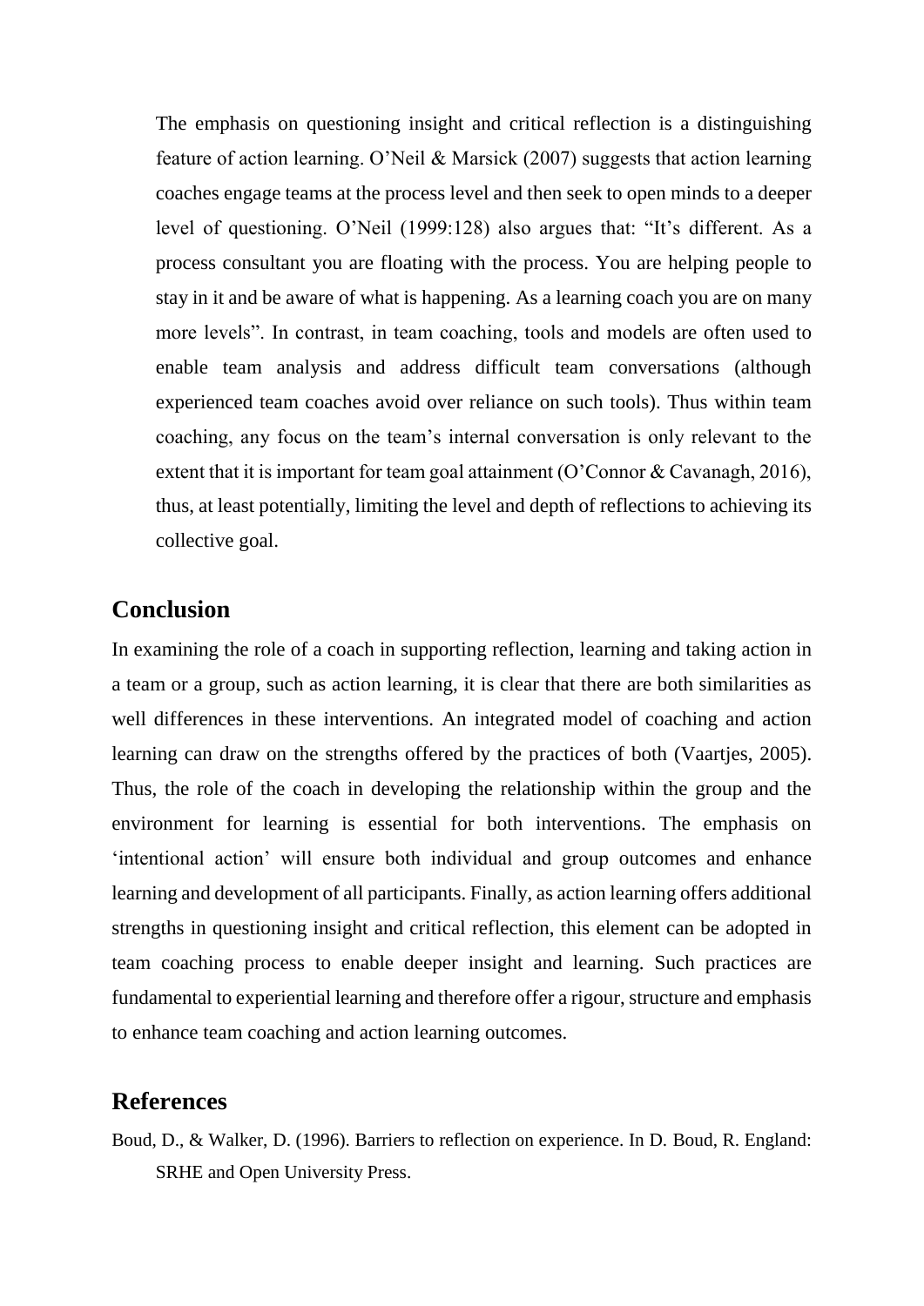The emphasis on questioning insight and critical reflection is a distinguishing feature of action learning. O'Neil & Marsick (2007) suggests that action learning coaches engage teams at the process level and then seek to open minds to a deeper level of questioning. O'Neil (1999:128) also argues that: "It's different. As a process consultant you are floating with the process. You are helping people to stay in it and be aware of what is happening. As a learning coach you are on many more levels". In contrast, in team coaching, tools and models are often used to enable team analysis and address difficult team conversations (although experienced team coaches avoid over reliance on such tools). Thus within team coaching, any focus on the team's internal conversation is only relevant to the extent that it is important for team goal attainment (O'Connor & Cavanagh, 2016), thus, at least potentially, limiting the level and depth of reflections to achieving its collective goal.

## Conclusion

In examining the role of a coach in supporting reflection, learning and taking action in a team or a group, such as action learning, it is clear that there are both similarities as well differences in these interventions. An integrated model of coaching and action learning can draw on the strengths offered by the practices of both (Vaartjes, 2005). Thus, the role of the coach in developing the relationship within the group and the environment for learning is essential for both interventions. The emphasis on 'intentional action' will ensure both individual and group outcomes and enhance learning and development of all participants. Finally, as action learning offers additional strengths in questioning insight and critical reflection, this element can be adopted in team coaching process to enable deeper insight and learning. Such practices are fundamental to experiential learning and therefore offer a rigour, structure and emphasis to enhance team coaching and action learning outcomes.

## References

Boud, D., & Walker, D. (1996). Barriers to reflection on experience. In D. Boud, R. England: SRHE and Open University Press.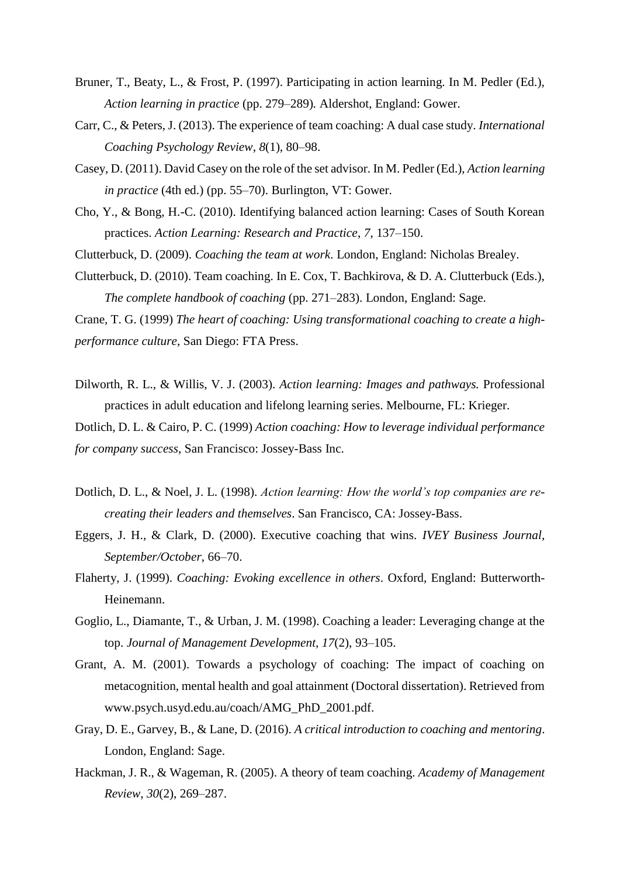Bruner, T., Beaty, L., & Frost, P. (1997). Participating in action learning. In M. Pedler (Ed.), *Action learning in practice* (pp. 279–289)*.* Aldershot, England: Gower.

Carr, C., & Peters, J. (2013). The experience of team coaching: A dual case study. *International Coaching Psychology Review*, *8*(1), 80–98.

Casey, D. (2011). David Casey on the role of the set advisor. In M. Pedler (Ed.), *Action learning in practice* (4th ed.) (pp. 55–70). Burlington, VT: Gower.

Cho, Y., & Bong, H.-C. (2010). Identifying balanced action learning: Cases of South Korean practices. *Action Learning: Research and Practice*, *7*, 137–150.

Clutterbuck, D. (2009). *Coaching the team at work*. London, England: Nicholas Brealey.

Clutterbuck, D. (2010). Team coaching. In E. Cox, T. Bachkirova, & D. A. Clutterbuck (Eds.), *The complete handbook of coaching* (pp. 271–283). London, England: Sage.

Crane, T. G. (1999) *The heart of coaching: Using transformational coaching to create a high-performance culture*, San Diego: FTA Press.

Dilworth, R. L., & Willis, V. J. (2003). *Action learning: Images and pathways.* Professional practices in adult education and lifelong learning series. Melbourne, FL: Krieger.

Dotlich, D. L. & Cairo, P. C. (1999) *Action coaching: How to leverage individual performance for company success*, San Francisco: Jossey-Bass Inc.

Dotlich, D. L., & Noel, J. L. (1998). *Action learning: How the world's top companies are re-creating their leaders and themselves*. San Francisco, CA: Jossey-Bass.

Eggers, J. H., & Clark, D. (2000). Executive coaching that wins. *IVEY Business Journal*, *September/October*, 66–70.

Flaherty, J. (1999). *Coaching: Evoking excellence in others*. Oxford, England: Butterworth-Heinemann.

Goglio, L., Diamante, T., & Urban, J. M. (1998). Coaching a leader: Leveraging change at the top. *Journal of Management Development*, *17*(2), 93–105.

Grant, A. M. (2001). Towards a psychology of coaching: The impact of coaching on metacognition, mental health and goal attainment (Doctoral dissertation). Retrieved from www.psych.usyd.edu.au/coach/AMG_PhD_2001.pdf.

Gray, D. E., Garvey, B., & Lane, D. (2016). *A critical introduction to coaching and mentoring*. London, England: Sage.

Hackman, J. R., & Wageman, R. (2005). A theory of team coaching. *Academy of Management Review*, *30*(2), 269–287.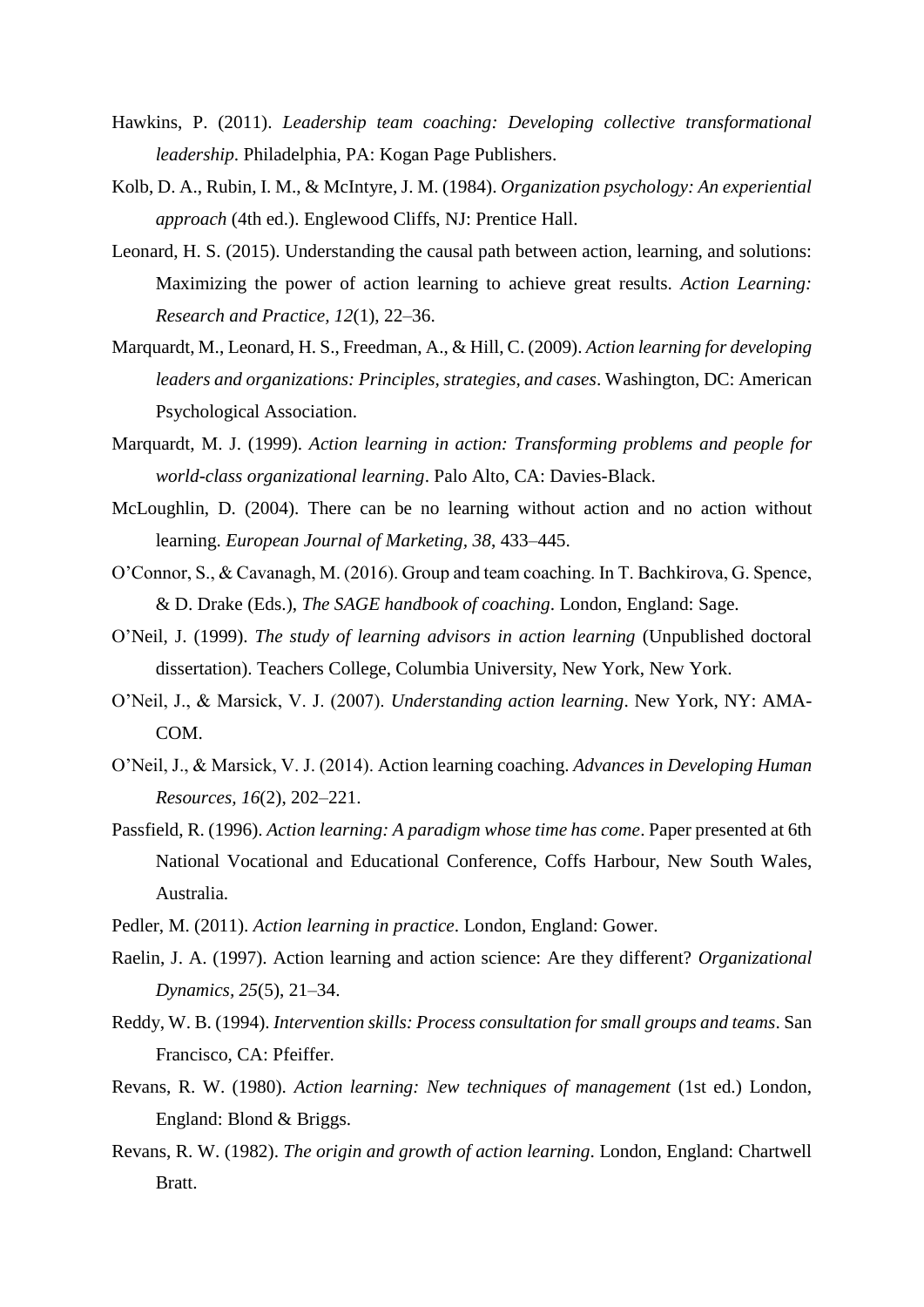Hawkins, P. (2011). *Leadership team coaching: Developing collective transformational leadership*. Philadelphia, PA: Kogan Page Publishers.

Kolb, D. A., Rubin, I. M., & McIntyre, J. M. (1984). *Organization psychology: An experiential approach* (4th ed.). Englewood Cliffs, NJ: Prentice Hall.

Leonard, H. S. (2015). Understanding the causal path between action, learning, and solutions: Maximizing the power of action learning to achieve great results. *Action Learning: Research and Practice, 12*(1), 22–36.

Marquardt, M., Leonard, H. S., Freedman, A., & Hill, C. (2009). *Action learning for developing leaders and organizations: Principles, strategies, and cases*. Washington, DC: American Psychological Association.

Marquardt, M. J. (1999). *Action learning in action: Transforming problems and people for world-class organizational learning*. Palo Alto, CA: Davies-Black.

McLoughlin, D. (2004). There can be no learning without action and no action without learning. *European Journal of Marketing*, *38*, 433–445.

O'Connor, S., & Cavanagh, M. (2016). Group and team coaching. In T. Bachkirova, G. Spence, & D. Drake (Eds.), *The SAGE handbook of coaching*. London, England: Sage.

O'Neil, J. (1999). *The study of learning advisors in action learning* (Unpublished doctoral dissertation). Teachers College, Columbia University, New York, New York.

O'Neil, J., & Marsick, V. J. (2007). *Understanding action learning*. New York, NY: AMA-COM.

O'Neil, J., & Marsick, V. J. (2014). Action learning coaching. *Advances in Developing Human Resources*, *16*(2), 202–221.

Passfield, R. (1996). *Action learning: A paradigm whose time has come*. Paper presented at 6th National Vocational and Educational Conference, Coffs Harbour, New South Wales, Australia.

Pedler, M. (2011). *Action learning in practice*. London, England: Gower.

Raelin, J. A. (1997). Action learning and action science: Are they different? *Organizational Dynamics*, *25*(5), 21–34.

Reddy, W. B. (1994). *Intervention skills: Process consultation for small groups and teams*. San Francisco, CA: Pfeiffer.

Revans, R. W. (1980). *Action learning: New techniques of management* (1st ed.) London, England: Blond & Briggs.

Revans, R. W. (1982). *The origin and growth of action learning*. London, England: Chartwell Bratt.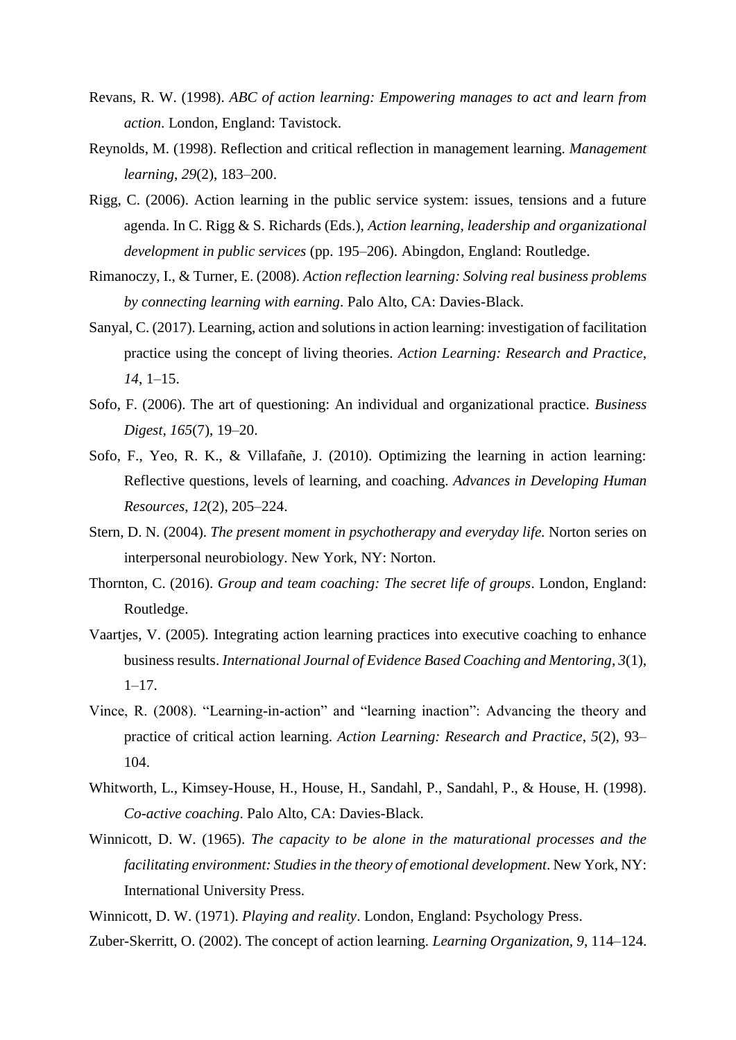Revans, R. W. (1998). *ABC of action learning: Empowering manages to act and learn from action*. London, England: Tavistock.

Reynolds, M. (1998). Reflection and critical reflection in management learning. *Management learning*, *29*(2), 183–200.

Rigg, C. (2006). Action learning in the public service system: issues, tensions and a future agenda. In C. Rigg & S. Richards (Eds.), *Action learning, leadership and organizational development in public services* (pp. 195–206). Abingdon, England: Routledge.

Rimanoczy, I., & Turner, E. (2008). *Action reflection learning: Solving real business problems by connecting learning with earning*. Palo Alto, CA: Davies-Black.

Sanyal, C. (2017). Learning, action and solutions in action learning: investigation of facilitation practice using the concept of living theories. *Action Learning: Research and Practice*, *14*, 1–15.

Sofo, F. (2006). The art of questioning: An individual and organizational practice. *Business Digest, 165*(7), 19–20.

Sofo, F., Yeo, R. K., & Villafañe, J. (2010). Optimizing the learning in action learning: Reflective questions, levels of learning, and coaching. *Advances in Developing Human Resources*, *12*(2), 205–224.

Stern, D. N. (2004). *The present moment in psychotherapy and everyday life.* Norton series on interpersonal neurobiology. New York, NY: Norton.

Thornton, C. (2016). *Group and team coaching: The secret life of groups*. London, England: Routledge.

Vaartjes, V. (2005). Integrating action learning practices into executive coaching to enhance business results. *International Journal of Evidence Based Coaching and Mentoring*, *3*(1), 1–17.

Vince, R. (2008). "Learning-in-action" and "learning inaction": Advancing the theory and practice of critical action learning. *Action Learning: Research and Practice*, *5*(2), 93–104.

Whitworth, L., Kimsey-House, H., House, H., Sandahl, P., Sandahl, P., & House, H. (1998). *Co-active coaching*. Palo Alto, CA: Davies-Black.

Winnicott, D. W. (1965). *The capacity to be alone in the maturational processes and the facilitating environment: Studies in the theory of emotional development*. New York, NY: International University Press.

Winnicott, D. W. (1971). *Playing and reality*. London, England: Psychology Press.

Zuber-Skerritt, O. (2002). The concept of action learning. *Learning Organization, 9*, 114–124.